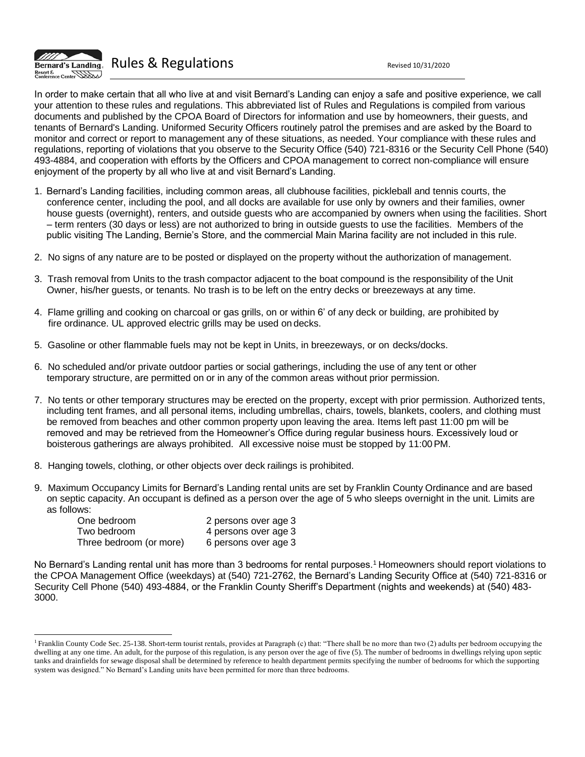# Rules & Regulations

Revised 10/31/2020

In order to make certain that all who live at and visit Bernard's Landing can enjoy a safe and positive experience, we call your attention to these rules and regulations. This abbreviated list of Rules and Regulations is compiled from various documents and published by the CPOA Board of Directors for information and use by homeowners, their guests, and tenants of Bernard's Landing. Uniformed Security Officers routinely patrol the premises and are asked by the Board to monitor and correct or report to management any of these situations, as needed. Your compliance with these rules and regulations, reporting of violations that you observe to the Security Office (540) 721-8316 or the Security Cell Phone (540) 493-4884, and cooperation with efforts by the Officers and CPOA management to correct non-compliance will ensure enjoyment of the property by all who live at and visit Bernard's Landing.

1. Bernard's Landing facilities, including common areas, all clubhouse facilities, pickleball and tennis courts, the conference center, including the pool, and all docks are available for use only by owners and their families, owner house guests (overnight), renters, and outside guests who are accompanied by owners when using the facilities. Short – term renters (30 days or less) are not authorized to bring in outside guests to use the facilities. Members of the public visiting The Landing, Bernie's Store, and the commercial Main Marina facility are not included in this rule.

2. No signs of any nature are to be posted or displayed on the property without the authorization of management.

3. Trash removal from Units to the trash compactor adjacent to the boat compound is the responsibility of the Unit Owner, his/her guests, or tenants. No trash is to be left on the entry decks or breezeways at any time.

4. Flame grilling and cooking on charcoal or gas grills, on or within 6' of any deck or building, are prohibited by fire ordinance. UL approved electric grills may be used on decks.

5. Gasoline or other flammable fuels may not be kept in Units, in breezeways, or on decks/docks.

6. No scheduled and/or private outdoor parties or social gatherings, including the use of any tent or other temporary structure, are permitted on or in any of the common areas without prior permission.

7. No tents or other temporary structures may be erected on the property, except with prior permission. Authorized tents, including tent frames, and all personal items, including umbrellas, chairs, towels, blankets, coolers, and clothing must be removed from beaches and other common property upon leaving the area. Items left past 11:00 pm will be removed and may be retrieved from the Homeowner's Office during regular business hours. Excessively loud or boisterous gatherings are always prohibited. All excessive noise must be stopped by 11:00 PM.

8. Hanging towels, clothing, or other objects over deck railings is prohibited.

9. Maximum Occupancy Limits for Bernard's Landing rental units are set by Franklin County Ordinance and are based on septic capacity. An occupant is defined as a person over the age of 5 who sleeps overnight in the unit. Limits are as follows:

| | |
|---|---|
| One bedroom | 2 persons over age 3 |
| Two bedroom | 4 persons over age 3 |
| Three bedroom (or more) | 6 persons over age 3 |

No Bernard's Landing rental unit has more than 3 bedrooms for rental purposes.[1] Homeowners should report violations to the CPOA Management Office (weekdays) at (540) 721-2762, the Bernard's Landing Security Office at (540) 721-8316 or Security Cell Phone (540) 493-4884, or the Franklin County Sheriff's Department (nights and weekends) at (540) 483-3000.

---

[1] Franklin County Code Sec. 25-138. Short-term tourist rentals, provides at Paragraph (c) that: "There shall be no more than two (2) adults per bedroom occupying the dwelling at any one time. An adult, for the purpose of this regulation, is any person over the age of five (5). The number of bedrooms in dwellings relying upon septic tanks and drainfields for sewage disposal shall be determined by reference to health department permits specifying the number of bedrooms for which the supporting system was designed." No Bernard's Landing units have been permitted for more than three bedrooms.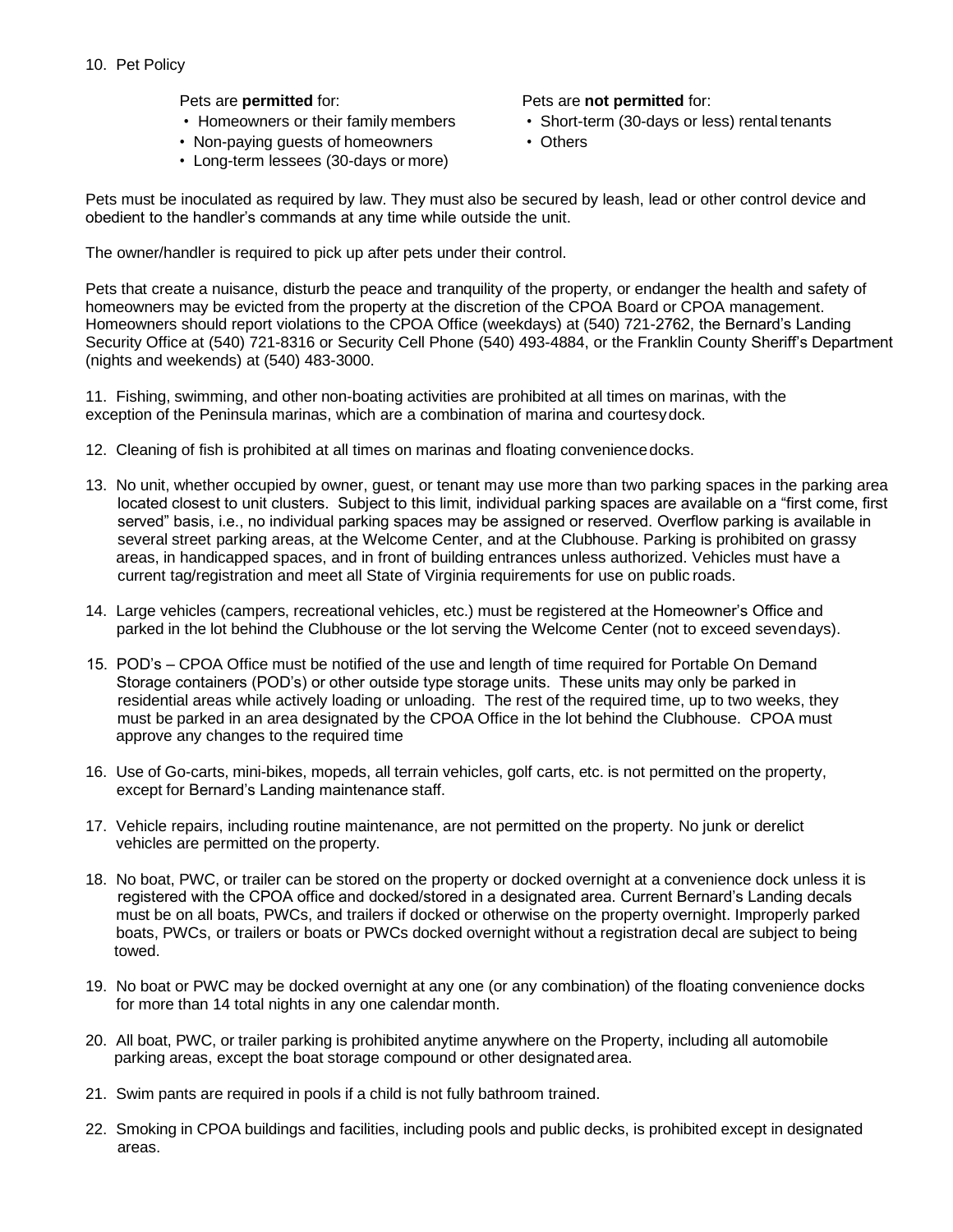10. Pet Policy

Pets are **permitted** for:

- Homeowners or their family members
- Non-paying guests of homeowners
- Long-term lessees (30-days or more)

Pets are **not permitted** for:

- Short-term (30-days or less) rental tenants
- Others

Pets must be inoculated as required by law. They must also be secured by leash, lead or other control device and obedient to the handler's commands at any time while outside the unit.

The owner/handler is required to pick up after pets under their control.

Pets that create a nuisance, disturb the peace and tranquility of the property, or endanger the health and safety of homeowners may be evicted from the property at the discretion of the CPOA Board or CPOA management. Homeowners should report violations to the CPOA Office (weekdays) at (540) 721-2762, the Bernard's Landing Security Office at (540) 721-8316 or Security Cell Phone (540) 493-4884, or the Franklin County Sheriff's Department (nights and weekends) at (540) 483-3000.

11. Fishing, swimming, and other non-boating activities are prohibited at all times on marinas, with the exception of the Peninsula marinas, which are a combination of marina and courtesy dock.

12. Cleaning of fish is prohibited at all times on marinas and floating convenience docks.

13. No unit, whether occupied by owner, guest, or tenant may use more than two parking spaces in the parking area located closest to unit clusters. Subject to this limit, individual parking spaces are available on a "first come, first served" basis, i.e., no individual parking spaces may be assigned or reserved. Overflow parking is available in several street parking areas, at the Welcome Center, and at the Clubhouse. Parking is prohibited on grassy areas, in handicapped spaces, and in front of building entrances unless authorized. Vehicles must have a current tag/registration and meet all State of Virginia requirements for use on public roads.

14. Large vehicles (campers, recreational vehicles, etc.) must be registered at the Homeowner's Office and parked in the lot behind the Clubhouse or the lot serving the Welcome Center (not to exceed seven days).

15. POD's – CPOA Office must be notified of the use and length of time required for Portable On Demand Storage containers (POD's) or other outside type storage units. These units may only be parked in residential areas while actively loading or unloading. The rest of the required time, up to two weeks, they must be parked in an area designated by the CPOA Office in the lot behind the Clubhouse. CPOA must approve any changes to the required time

16. Use of Go-carts, mini-bikes, mopeds, all terrain vehicles, golf carts, etc. is not permitted on the property, except for Bernard's Landing maintenance staff.

17. Vehicle repairs, including routine maintenance, are not permitted on the property. No junk or derelict vehicles are permitted on the property.

18. No boat, PWC, or trailer can be stored on the property or docked overnight at a convenience dock unless it is registered with the CPOA office and docked/stored in a designated area. Current Bernard's Landing decals must be on all boats, PWCs, and trailers if docked or otherwise on the property overnight. Improperly parked boats, PWCs, or trailers or boats or PWCs docked overnight without a registration decal are subject to being towed.

19. No boat or PWC may be docked overnight at any one (or any combination) of the floating convenience docks for more than 14 total nights in any one calendar month.

20. All boat, PWC, or trailer parking is prohibited anytime anywhere on the Property, including all automobile parking areas, except the boat storage compound or other designated area.

21. Swim pants are required in pools if a child is not fully bathroom trained.

22. Smoking in CPOA buildings and facilities, including pools and public decks, is prohibited except in designated areas.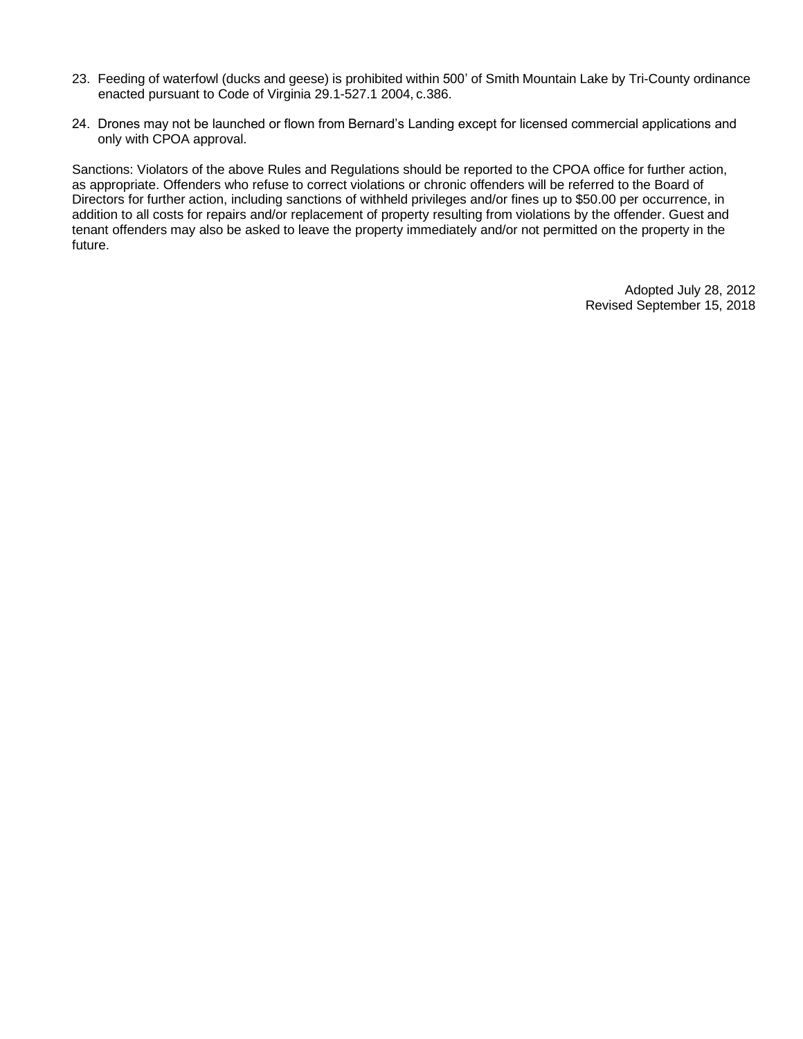23. Feeding of waterfowl (ducks and geese) is prohibited within 500' of Smith Mountain Lake by Tri-County ordinance enacted pursuant to Code of Virginia 29.1-527.1 2004, c.386.

24. Drones may not be launched or flown from Bernard's Landing except for licensed commercial applications and only with CPOA approval.

Sanctions: Violators of the above Rules and Regulations should be reported to the CPOA office for further action, as appropriate. Offenders who refuse to correct violations or chronic offenders will be referred to the Board of Directors for further action, including sanctions of withheld privileges and/or fines up to $50.00 per occurrence, in addition to all costs for repairs and/or replacement of property resulting from violations by the offender. Guest and tenant offenders may also be asked to leave the property immediately and/or not permitted on the property in the future.

Adopted July 28, 2012
Revised September 15, 2018